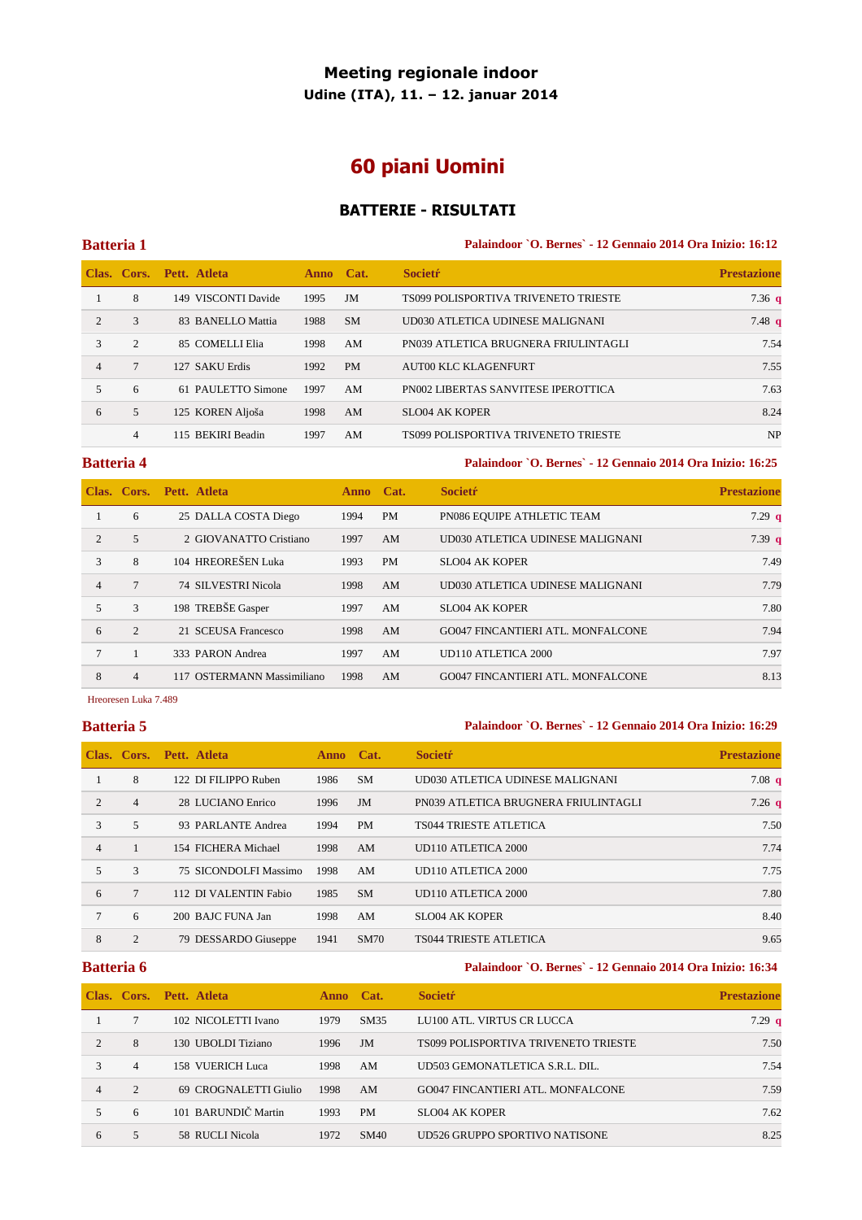# Meeting regionale indoor

**Udine (ITA), 11. – 12. januar 2014**

## 60 piani Uomini

### BATTERIE - RISULTATI

**Batteria 1** — **Palaindoor `O. Bernes` - 12 Gennaio 2014 Ora Inizio: 16:12**

| Clas. | Cors. | Pett. | Atleta | Anno | Cat. | Societŕ | Prestazione |
|---|---|---|---|---|---|---|---|
| 1 | 8 | 149 | VISCONTI Davide | 1995 | JM | TS099 POLISPORTIVA TRIVENETO TRIESTE | 7.36 q |
| 2 | 3 | 83 | BANELLO Mattia | 1988 | SM | UD030 ATLETICA UDINESE MALIGNANI | 7.48 q |
| 3 | 2 | 85 | COMELLI Elia | 1998 | AM | PN039 ATLETICA BRUGNERA FRIULINTAGLI | 7.54 |
| 4 | 7 | 127 | SAKU Erdis | 1992 | PM | AUT00 KLC KLAGENFURT | 7.55 |
| 5 | 6 | 61 | PAULETTO Simone | 1997 | AM | PN002 LIBERTAS SANVITESE IPEROTTICA | 7.63 |
| 6 | 5 | 125 | KOREN Aljoša | 1998 | AM | SLO04 AK KOPER | 8.24 |
| | 4 | 115 | BEKIRI Beadin | 1997 | AM | TS099 POLISPORTIVA TRIVENETO TRIESTE | NP |

**Batteria 4** — **Palaindoor `O. Bernes` - 12 Gennaio 2014 Ora Inizio: 16:25**

| Clas. | Cors. | Pett. | Atleta | Anno | Cat. | Societŕ | Prestazione |
|---|---|---|---|---|---|---|---|
| 1 | 6 | 25 | DALLA COSTA Diego | 1994 | PM | PN086 EQUIPE ATHLETIC TEAM | 7.29 q |
| 2 | 5 | 2 | GIOVANATTO Cristiano | 1997 | AM | UD030 ATLETICA UDINESE MALIGNANI | 7.39 q |
| 3 | 8 | 104 | HREOREŠEN Luka | 1993 | PM | SLO04 AK KOPER | 7.49 |
| 4 | 7 | 74 | SILVESTRI Nicola | 1998 | AM | UD030 ATLETICA UDINESE MALIGNANI | 7.79 |
| 5 | 3 | 198 | TREBŠE Gasper | 1997 | AM | SLO04 AK KOPER | 7.80 |
| 6 | 2 | 21 | SCEUSA Francesco | 1998 | AM | GO047 FINCANTIERI ATL. MONFALCONE | 7.94 |
| 7 | 1 | 333 | PARON Andrea | 1997 | AM | UD110 ATLETICA 2000 | 7.97 |
| 8 | 4 | 117 | OSTERMANN Massimiliano | 1998 | AM | GO047 FINCANTIERI ATL. MONFALCONE | 8.13 |

Hreoresen Luka 7.489

**Batteria 5** — **Palaindoor `O. Bernes` - 12 Gennaio 2014 Ora Inizio: 16:29**

| Clas. | Cors. | Pett. | Atleta | Anno | Cat. | Societŕ | Prestazione |
|---|---|---|---|---|---|---|---|
| 1 | 8 | 122 | DI FILIPPO Ruben | 1986 | SM | UD030 ATLETICA UDINESE MALIGNANI | 7.08 q |
| 2 | 4 | 28 | LUCIANO Enrico | 1996 | JM | PN039 ATLETICA BRUGNERA FRIULINTAGLI | 7.26 q |
| 3 | 5 | 93 | PARLANTE Andrea | 1994 | PM | TS044 TRIESTE ATLETICA | 7.50 |
| 4 | 1 | 154 | FICHERA Michael | 1998 | AM | UD110 ATLETICA 2000 | 7.74 |
| 5 | 3 | 75 | SICONDOLFI Massimo | 1998 | AM | UD110 ATLETICA 2000 | 7.75 |
| 6 | 7 | 112 | DI VALENTIN Fabio | 1985 | SM | UD110 ATLETICA 2000 | 7.80 |
| 7 | 6 | 200 | BAJC FUNA Jan | 1998 | AM | SLO04 AK KOPER | 8.40 |
| 8 | 2 | 79 | DESSARDO Giuseppe | 1941 | SM70 | TS044 TRIESTE ATLETICA | 9.65 |

**Batteria 6** — **Palaindoor `O. Bernes` - 12 Gennaio 2014 Ora Inizio: 16:34**

| Clas. | Cors. | Pett. | Atleta | Anno | Cat. | Societŕ | Prestazione |
|---|---|---|---|---|---|---|---|
| 1 | 7 | 102 | NICOLETTI Ivano | 1979 | SM35 | LU100 ATL. VIRTUS CR LUCCA | 7.29 q |
| 2 | 8 | 130 | UBOLDI Tiziano | 1996 | JM | TS099 POLISPORTIVA TRIVENETO TRIESTE | 7.50 |
| 3 | 4 | 158 | VUERICH Luca | 1998 | AM | UD503 GEMONATLETICA S.R.L. DIL. | 7.54 |
| 4 | 2 | 69 | CROGNALETTI Giulio | 1998 | AM | GO047 FINCANTIERI ATL. MONFALCONE | 7.59 |
| 5 | 6 | 101 | BARUNDIČ Martin | 1993 | PM | SLO04 AK KOPER | 7.62 |
| 6 | 5 | 58 | RUCLI Nicola | 1972 | SM40 | UD526 GRUPPO SPORTIVO NATISONE | 8.25 |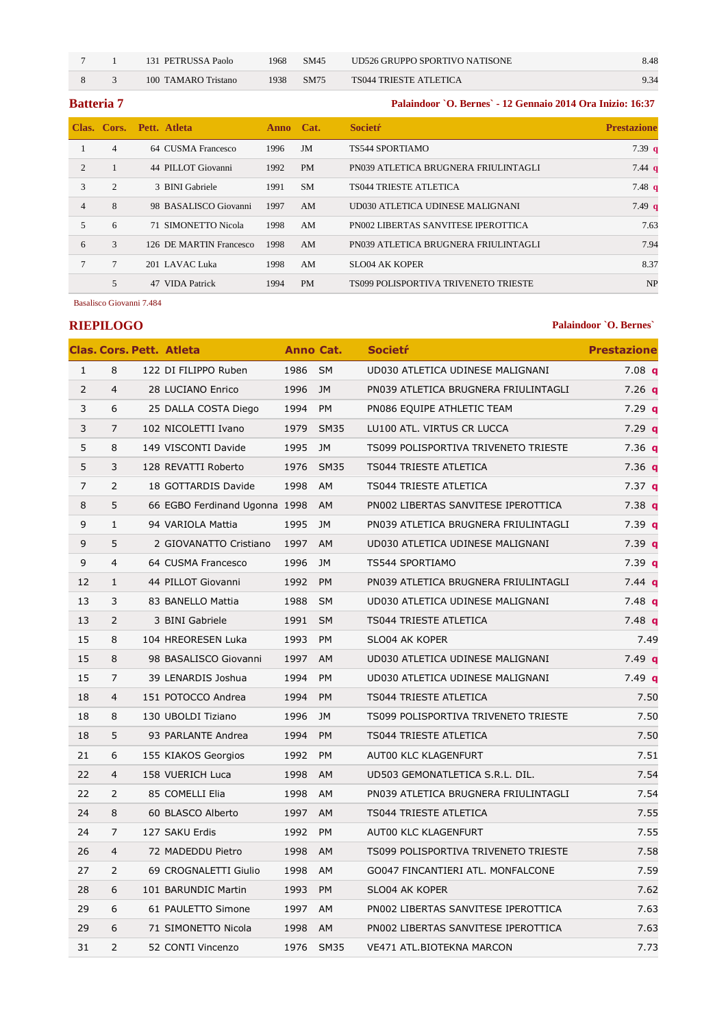| | | | | | | | |
|---|---|---|---|---|---|---|---|
| 7 | 1 | 131 | PETRUSSA Paolo | 1968 | SM45 | UD526 GRUPPO SPORTIVO NATISONE | 8.48 |
| 8 | 3 | 100 | TAMARO Tristano | 1938 | SM75 | TS044 TRIESTE ATLETICA | 9.34 |

## Batteria 7

**Palaindoor `O. Bernes` - 12 Gennaio 2014 Ora Inizio: 16:37**

| Clas. | Cors. | Pett. | Atleta | Anno | Cat. | Societŕ | Prestazione |
|---|---|---|---|---|---|---|---|
| 1 | 4 | 64 | CUSMA Francesco | 1996 | JM | TS544 SPORTIAMO | 7.39 q |
| 2 | 1 | 44 | PILLOT Giovanni | 1992 | PM | PN039 ATLETICA BRUGNERA FRIULINTAGLI | 7.44 q |
| 3 | 2 | 3 | BINI Gabriele | 1991 | SM | TS044 TRIESTE ATLETICA | 7.48 q |
| 4 | 8 | 98 | BASALISCO Giovanni | 1997 | AM | UD030 ATLETICA UDINESE MALIGNANI | 7.49 q |
| 5 | 6 | 71 | SIMONETTO Nicola | 1998 | AM | PN002 LIBERTAS SANVITESE IPEROTTICA | 7.63 |
| 6 | 3 | 126 | DE MARTIN Francesco | 1998 | AM | PN039 ATLETICA BRUGNERA FRIULINTAGLI | 7.94 |
| 7 | 7 | 201 | LAVAC Luka | 1998 | AM | SLO04 AK KOPER | 8.37 |
| | 5 | 47 | VIDA Patrick | 1994 | PM | TS099 POLISPORTIVA TRIVENETO TRIESTE | NP |

Basalisco Giovanni 7.484

## RIEPILOGO

**Palaindoor `O. Bernes`**

| Clas. | Cors. | Pett. | Atleta | Anno | Cat. | Societŕ | Prestazione |
|---|---|---|---|---|---|---|---|
| 1 | 8 | 122 | DI FILIPPO Ruben | 1986 | SM | UD030 ATLETICA UDINESE MALIGNANI | 7.08 q |
| 2 | 4 | 28 | LUCIANO Enrico | 1996 | JM | PN039 ATLETICA BRUGNERA FRIULINTAGLI | 7.26 q |
| 3 | 6 | 25 | DALLA COSTA Diego | 1994 | PM | PN086 EQUIPE ATHLETIC TEAM | 7.29 q |
| 3 | 7 | 102 | NICOLETTI Ivano | 1979 | SM35 | LU100 ATL. VIRTUS CR LUCCA | 7.29 q |
| 5 | 8 | 149 | VISCONTI Davide | 1995 | JM | TS099 POLISPORTIVA TRIVENETO TRIESTE | 7.36 q |
| 5 | 3 | 128 | REVATTI Roberto | 1976 | SM35 | TS044 TRIESTE ATLETICA | 7.36 q |
| 7 | 2 | 18 | GOTTARDIS Davide | 1998 | AM | TS044 TRIESTE ATLETICA | 7.37 q |
| 8 | 5 | 66 | EGBO Ferdinand Ugonna | 1998 | AM | PN002 LIBERTAS SANVITESE IPEROTTICA | 7.38 q |
| 9 | 1 | 94 | VARIOLA Mattia | 1995 | JM | PN039 ATLETICA BRUGNERA FRIULINTAGLI | 7.39 q |
| 9 | 5 | 2 | GIOVANATTO Cristiano | 1997 | AM | UD030 ATLETICA UDINESE MALIGNANI | 7.39 q |
| 9 | 4 | 64 | CUSMA Francesco | 1996 | JM | TS544 SPORTIAMO | 7.39 q |
| 12 | 1 | 44 | PILLOT Giovanni | 1992 | PM | PN039 ATLETICA BRUGNERA FRIULINTAGLI | 7.44 q |
| 13 | 3 | 83 | BANELLO Mattia | 1988 | SM | UD030 ATLETICA UDINESE MALIGNANI | 7.48 q |
| 13 | 2 | 3 | BINI Gabriele | 1991 | SM | TS044 TRIESTE ATLETICA | 7.48 q |
| 15 | 8 | 104 | HREORESEN Luka | 1993 | PM | SLO04 AK KOPER | 7.49 |
| 15 | 8 | 98 | BASALISCO Giovanni | 1997 | AM | UD030 ATLETICA UDINESE MALIGNANI | 7.49 q |
| 15 | 7 | 39 | LENARDIS Joshua | 1994 | PM | UD030 ATLETICA UDINESE MALIGNANI | 7.49 q |
| 18 | 4 | 151 | POTOCCO Andrea | 1994 | PM | TS044 TRIESTE ATLETICA | 7.50 |
| 18 | 8 | 130 | UBOLDI Tiziano | 1996 | JM | TS099 POLISPORTIVA TRIVENETO TRIESTE | 7.50 |
| 18 | 5 | 93 | PARLANTE Andrea | 1994 | PM | TS044 TRIESTE ATLETICA | 7.50 |
| 21 | 6 | 155 | KIAKOS Georgios | 1992 | PM | AUT00 KLC KLAGENFURT | 7.51 |
| 22 | 4 | 158 | VUERICH Luca | 1998 | AM | UD503 GEMONATLETICA S.R.L. DIL. | 7.54 |
| 22 | 2 | 85 | COMELLI Elia | 1998 | AM | PN039 ATLETICA BRUGNERA FRIULINTAGLI | 7.54 |
| 24 | 8 | 60 | BLASCO Alberto | 1997 | AM | TS044 TRIESTE ATLETICA | 7.55 |
| 24 | 7 | 127 | SAKU Erdis | 1992 | PM | AUT00 KLC KLAGENFURT | 7.55 |
| 26 | 4 | 72 | MADEDDU Pietro | 1998 | AM | TS099 POLISPORTIVA TRIVENETO TRIESTE | 7.58 |
| 27 | 2 | 69 | CROGNALETTI Giulio | 1998 | AM | GO047 FINCANTIERI ATL. MONFALCONE | 7.59 |
| 28 | 6 | 101 | BARUNDIC Martin | 1993 | PM | SLO04 AK KOPER | 7.62 |
| 29 | 6 | 61 | PAULETTO Simone | 1997 | AM | PN002 LIBERTAS SANVITESE IPEROTTICA | 7.63 |
| 29 | 6 | 71 | SIMONETTO Nicola | 1998 | AM | PN002 LIBERTAS SANVITESE IPEROTTICA | 7.63 |
| 31 | 2 | 52 | CONTI Vincenzo | 1976 | SM35 | VE471 ATL.BIOTEKNA MARCON | 7.73 |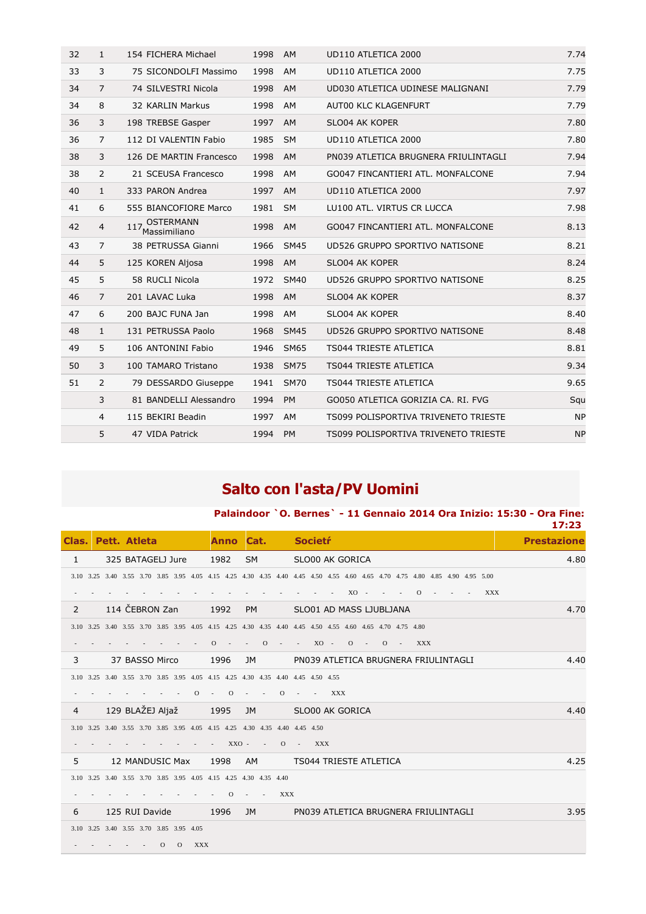| | | | | | | |
|---|---|---|---|---|---|---|
| 32 | 1 | 154 FICHERA Michael | 1998 | AM | UD110 ATLETICA 2000 | 7.74 |
| 33 | 3 | 75 SICONDOLFI Massimo | 1998 | AM | UD110 ATLETICA 2000 | 7.75 |
| 34 | 7 | 74 SILVESTRI Nicola | 1998 | AM | UD030 ATLETICA UDINESE MALIGNANI | 7.79 |
| 34 | 8 | 32 KARLIN Markus | 1998 | AM | AUT00 KLC KLAGENFURT | 7.79 |
| 36 | 3 | 198 TREBSE Gasper | 1997 | AM | SLO04 AK KOPER | 7.80 |
| 36 | 7 | 112 DI VALENTIN Fabio | 1985 | SM | UD110 ATLETICA 2000 | 7.80 |
| 38 | 3 | 126 DE MARTIN Francesco | 1998 | AM | PN039 ATLETICA BRUGNERA FRIULINTAGLI | 7.94 |
| 38 | 2 | 21 SCEUSA Francesco | 1998 | AM | GO047 FINCANTIERI ATL. MONFALCONE | 7.94 |
| 40 | 1 | 333 PARON Andrea | 1997 | AM | UD110 ATLETICA 2000 | 7.97 |
| 41 | 6 | 555 BIANCOFIORE Marco | 1981 | SM | LU100 ATL. VIRTUS CR LUCCA | 7.98 |
| 42 | 4 | 117 OSTERMANN Massimiliano | 1998 | AM | GO047 FINCANTIERI ATL. MONFALCONE | 8.13 |
| 43 | 7 | 38 PETRUSSA Gianni | 1966 | SM45 | UD526 GRUPPO SPORTIVO NATISONE | 8.21 |
| 44 | 5 | 125 KOREN Aljosa | 1998 | AM | SLO04 AK KOPER | 8.24 |
| 45 | 5 | 58 RUCLI Nicola | 1972 | SM40 | UD526 GRUPPO SPORTIVO NATISONE | 8.25 |
| 46 | 7 | 201 LAVAC Luka | 1998 | AM | SLO04 AK KOPER | 8.37 |
| 47 | 6 | 200 BAJC FUNA Jan | 1998 | AM | SLO04 AK KOPER | 8.40 |
| 48 | 1 | 131 PETRUSSA Paolo | 1968 | SM45 | UD526 GRUPPO SPORTIVO NATISONE | 8.48 |
| 49 | 5 | 106 ANTONINI Fabio | 1946 | SM65 | TS044 TRIESTE ATLETICA | 8.81 |
| 50 | 3 | 100 TAMARO Tristano | 1938 | SM75 | TS044 TRIESTE ATLETICA | 9.34 |
| 51 | 2 | 79 DESSARDO Giuseppe | 1941 | SM70 | TS044 TRIESTE ATLETICA | 9.65 |
| | 3 | 81 BANDELLI Alessandro | 1994 | PM | GO050 ATLETICA GORIZIA CA. RI. FVG | Squ |
| | 4 | 115 BEKIRI Beadin | 1997 | AM | TS099 POLISPORTIVA TRIVENETO TRIESTE | NP |
| | 5 | 47 VIDA Patrick | 1994 | PM | TS099 POLISPORTIVA TRIVENETO TRIESTE | NP |

# Salto con l'asta/PV Uomini

**Palaindoor `O. Bernes` - 11 Gennaio 2014 Ora Inizio: 15:30 - Ora Fine: 17:23**

| Clas. | Pett. Atleta | Anno | Cat. | Societŕ | Prestazione |
|---|---|---|---|---|---|
| 1 | 325 BATAGELJ Jure | 1982 | SM | SLO00 AK GORICA | 4.80 |
| | 3.10 3.25 3.40 3.55 3.70 3.85 3.95 4.05 4.15 4.25 4.30 4.35 4.40 4.45 4.50 4.55 4.60 4.65 4.70 4.75 4.80 4.85 4.90 4.95 5.00 | | | | |
| | - - - - - - - - - - - - - - - - XO - - - O - - - XXX | | | | |
| 2 | 114 ČEBRON Zan | 1992 | PM | SLO01 AD MASS LJUBLJANA | 4.70 |
| | 3.10 3.25 3.40 3.55 3.70 3.85 3.95 4.05 4.15 4.25 4.30 4.35 4.40 4.45 4.50 4.55 4.60 4.65 4.70 4.75 4.80 | | | | |
| | - - - - - - - - - O - - O - - - XO - O - O - XXX | | | | |
| 3 | 37 BASSO Mirco | 1996 | JM | PN039 ATLETICA BRUGNERA FRIULINTAGLI | 4.40 |
| | 3.10 3.25 3.40 3.55 3.70 3.85 3.95 4.05 4.15 4.25 4.30 4.35 4.40 4.45 4.50 4.55 | | | | |
| | - - - - - - - - O - O - - O - - XXX | | | | |
| 4 | 129 BLAŽEJ Aljaž | 1995 | JM | SLO00 AK GORICA | 4.40 |
| | 3.10 3.25 3.40 3.55 3.70 3.85 3.95 4.05 4.15 4.25 4.30 4.35 4.40 4.45 4.50 | | | | |
| | - - - - - - - - - - XXO - - O - XXX | | | | |
| 5 | 12 MANDUSIC Max | 1998 | AM | TS044 TRIESTE ATLETICA | 4.25 |
| | 3.10 3.25 3.40 3.55 3.70 3.85 3.95 4.05 4.15 4.25 4.30 4.35 4.40 | | | | |
| | - - - - - - - - - - O - - XXX | | | | |
| 6 | 125 RUI Davide | 1996 | JM | PN039 ATLETICA BRUGNERA FRIULINTAGLI | 3.95 |
| | 3.10 3.25 3.40 3.55 3.70 3.85 3.95 4.05 | | | | |
| | - - - - - - O O XXX | | | | |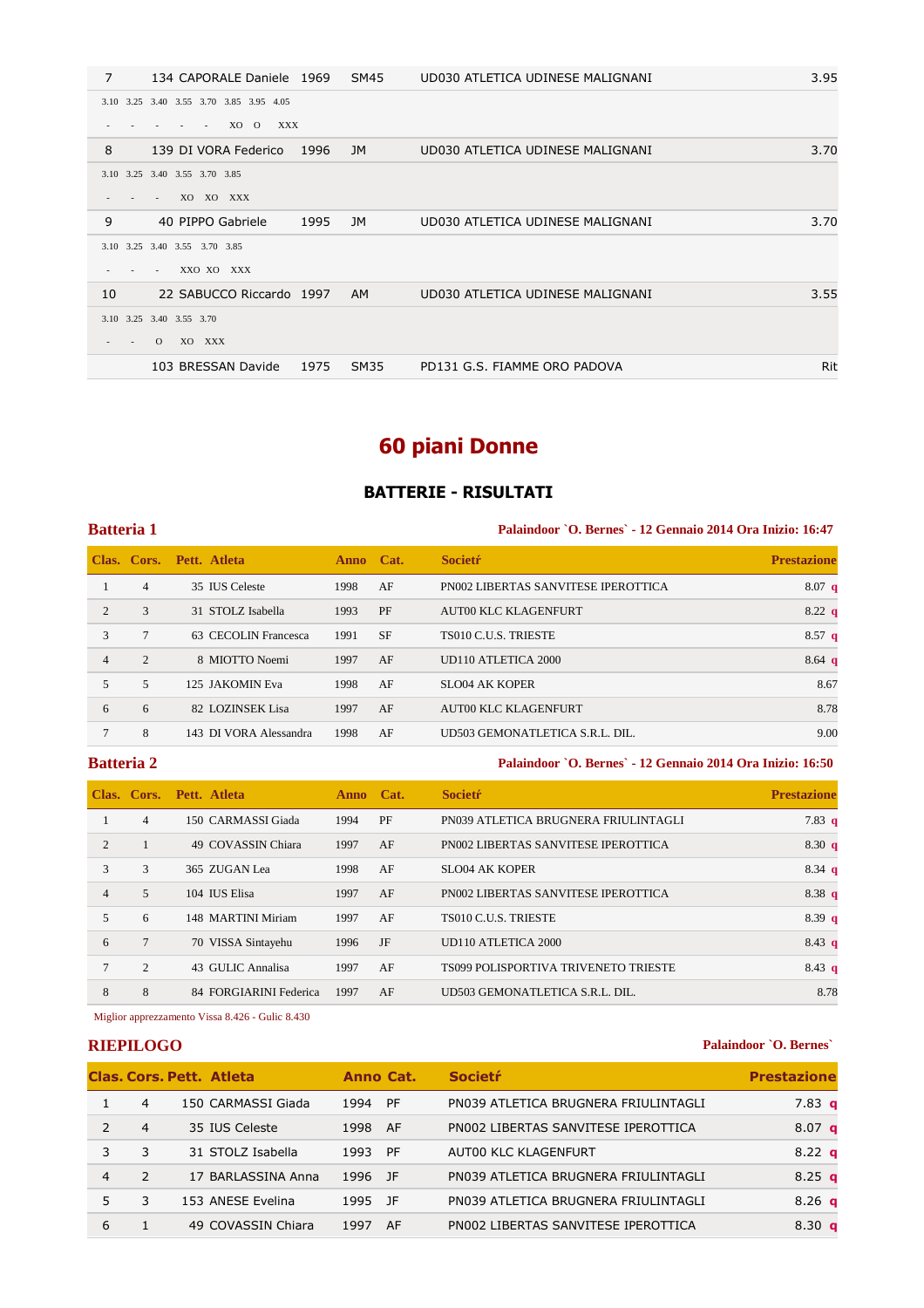| | | | | | | |
|---|---|---|---|---|---|---|
| 7 | 134 | CAPORALE Daniele | 1969 | SM45 | UD030 ATLETICA UDINESE MALIGNANI | 3.95 |
| 3.10 3.25 3.40 3.55 3.70 3.85 3.95 4.05<br>- - - - - XO O XXX | | | | | | |
| 8 | 139 | DI VORA Federico | 1996 | JM | UD030 ATLETICA UDINESE MALIGNANI | 3.70 |
| 3.10 3.25 3.40 3.55 3.70 3.85<br>- - - XO XO XXX | | | | | | |
| 9 | 40 | PIPPO Gabriele | 1995 | JM | UD030 ATLETICA UDINESE MALIGNANI | 3.70 |
| 3.10 3.25 3.40 3.55 3.70 3.85<br>- - - XXO XO XXX | | | | | | |
| 10 | 22 | SABUCCO Riccardo | 1997 | AM | UD030 ATLETICA UDINESE MALIGNANI | 3.55 |
| 3.10 3.25 3.40 3.55 3.70<br>- - O XO XXX | | | | | | |
| | 103 | BRESSAN Davide | 1975 | SM35 | PD131 G.S. FIAMME ORO PADOVA | Rit |

# 60 piani Donne

## BATTERIE - RISULTATI

**Batteria 1** — Palaindoor `O. Bernes` - 12 Gennaio 2014 Ora Inizio: 16:47

| Clas. | Cors. | Pett. | Atleta | Anno | Cat. | Societŕ | Prestazione |
|---|---|---|---|---|---|---|---|
| 1 | 4 | 35 | IUS Celeste | 1998 | AF | PN002 LIBERTAS SANVITESE IPEROTTICA | 8.07 q |
| 2 | 3 | 31 | STOLZ Isabella | 1993 | PF | AUT00 KLC KLAGENFURT | 8.22 q |
| 3 | 7 | 63 | CECOLIN Francesca | 1991 | SF | TS010 C.U.S. TRIESTE | 8.57 q |
| 4 | 2 | 8 | MIOTTO Noemi | 1997 | AF | UD110 ATLETICA 2000 | 8.64 q |
| 5 | 5 | 125 | JAKOMIN Eva | 1998 | AF | SLO04 AK KOPER | 8.67 |
| 6 | 6 | 82 | LOZINSEK Lisa | 1997 | AF | AUT00 KLC KLAGENFURT | 8.78 |
| 7 | 8 | 143 | DI VORA Alessandra | 1998 | AF | UD503 GEMONATLETICA S.R.L. DIL. | 9.00 |

**Batteria 2** — Palaindoor `O. Bernes` - 12 Gennaio 2014 Ora Inizio: 16:50

| Clas. | Cors. | Pett. | Atleta | Anno | Cat. | Societŕ | Prestazione |
|---|---|---|---|---|---|---|---|
| 1 | 4 | 150 | CARMASSI Giada | 1994 | PF | PN039 ATLETICA BRUGNERA FRIULINTAGLI | 7.83 q |
| 2 | 1 | 49 | COVASSIN Chiara | 1997 | AF | PN002 LIBERTAS SANVITESE IPEROTTICA | 8.30 q |
| 3 | 3 | 365 | ZUGAN Lea | 1998 | AF | SLO04 AK KOPER | 8.34 q |
| 4 | 5 | 104 | IUS Elisa | 1997 | AF | PN002 LIBERTAS SANVITESE IPEROTTICA | 8.38 q |
| 5 | 6 | 148 | MARTINI Miriam | 1997 | AF | TS010 C.U.S. TRIESTE | 8.39 q |
| 6 | 7 | 70 | VISSA Sintayehu | 1996 | JF | UD110 ATLETICA 2000 | 8.43 q |
| 7 | 2 | 43 | GULIC Annalisa | 1997 | AF | TS099 POLISPORTIVA TRIVENETO TRIESTE | 8.43 q |
| 8 | 8 | 84 | FORGIARINI Federica | 1997 | AF | UD503 GEMONATLETICA S.R.L. DIL. | 8.78 |

Miglior apprezzamento Vissa 8.426 - Gulic 8.430

**RIEPILOGO** — Palaindoor `O. Bernes`

| Clas. | Cors. | Pett. | Atleta | Anno | Cat. | Societŕ | Prestazione |
|---|---|---|---|---|---|---|---|
| 1 | 4 | 150 | CARMASSI Giada | 1994 | PF | PN039 ATLETICA BRUGNERA FRIULINTAGLI | 7.83 q |
| 2 | 4 | 35 | IUS Celeste | 1998 | AF | PN002 LIBERTAS SANVITESE IPEROTTICA | 8.07 q |
| 3 | 3 | 31 | STOLZ Isabella | 1993 | PF | AUT00 KLC KLAGENFURT | 8.22 q |
| 4 | 2 | 17 | BARLASSINA Anna | 1996 | JF | PN039 ATLETICA BRUGNERA FRIULINTAGLI | 8.25 q |
| 5 | 3 | 153 | ANESE Evelina | 1995 | JF | PN039 ATLETICA BRUGNERA FRIULINTAGLI | 8.26 q |
| 6 | 1 | 49 | COVASSIN Chiara | 1997 | AF | PN002 LIBERTAS SANVITESE IPEROTTICA | 8.30 q |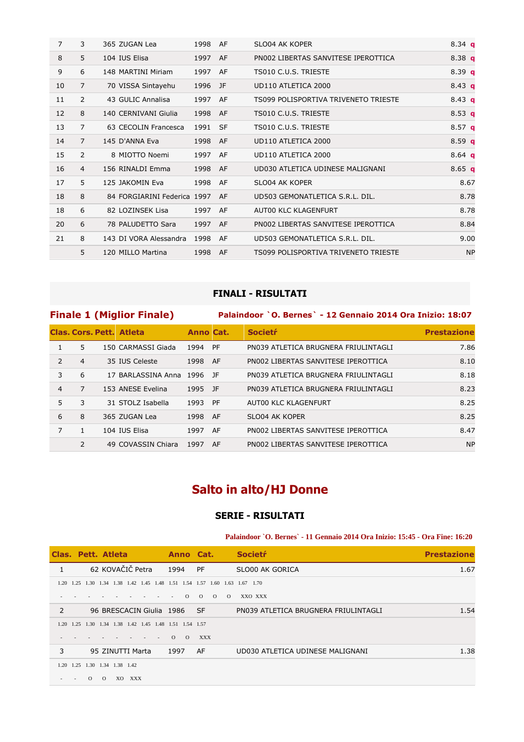| | | | | | | | |
|---|---|---|---|---|---|---|---|
| 7 | 3 | 365 | ZUGAN Lea | 1998 | AF | SLO04 AK KOPER | 8.34 **q** |
| 8 | 5 | 104 | IUS Elisa | 1997 | AF | PN002 LIBERTAS SANVITESE IPEROTTICA | 8.38 **q** |
| 9 | 6 | 148 | MARTINI Miriam | 1997 | AF | TS010 C.U.S. TRIESTE | 8.39 **q** |
| 10 | 7 | 70 | VISSA Sintayehu | 1996 | JF | UD110 ATLETICA 2000 | 8.43 **q** |
| 11 | 2 | 43 | GULIC Annalisa | 1997 | AF | TS099 POLISPORTIVA TRIVENETO TRIESTE | 8.43 **q** |
| 12 | 8 | 140 | CERNIVANI Giulia | 1998 | AF | TS010 C.U.S. TRIESTE | 8.53 **q** |
| 13 | 7 | 63 | CECOLIN Francesca | 1991 | SF | TS010 C.U.S. TRIESTE | 8.57 **q** |
| 14 | 7 | 145 | D'ANNA Eva | 1998 | AF | UD110 ATLETICA 2000 | 8.59 **q** |
| 15 | 2 | 8 | MIOTTO Noemi | 1997 | AF | UD110 ATLETICA 2000 | 8.64 **q** |
| 16 | 4 | 156 | RINALDI Emma | 1998 | AF | UD030 ATLETICA UDINESE MALIGNANI | 8.65 **q** |
| 17 | 5 | 125 | JAKOMIN Eva | 1998 | AF | SLO04 AK KOPER | 8.67 |
| 18 | 8 | 84 | FORGIARINI Federica | 1997 | AF | UD503 GEMONATLETICA S.R.L. DIL. | 8.78 |
| 18 | 6 | 82 | LOZINSEK Lisa | 1997 | AF | AUT00 KLC KLAGENFURT | 8.78 |
| 20 | 6 | 78 | PALUDETTO Sara | 1997 | AF | PN002 LIBERTAS SANVITESE IPEROTTICA | 8.84 |
| 21 | 8 | 143 | DI VORA Alessandra | 1998 | AF | UD503 GEMONATLETICA S.R.L. DIL. | 9.00 |
| | 5 | 120 | MILLO Martina | 1998 | AF | TS099 POLISPORTIVA TRIVENETO TRIESTE | NP |

### FINALI - RISULTATI

**Finale 1 (Miglior Finale)** — **Palaindoor `O. Bernes` - 12 Gennaio 2014 Ora Inizio: 18:07**

| Clas. | Cors. | Pett. | Atleta | Anno | Cat. | Societŕ | Prestazione |
|---|---|---|---|---|---|---|---|
| 1 | 5 | 150 | CARMASSI Giada | 1994 | PF | PN039 ATLETICA BRUGNERA FRIULINTAGLI | 7.86 |
| 2 | 4 | 35 | IUS Celeste | 1998 | AF | PN002 LIBERTAS SANVITESE IPEROTTICA | 8.10 |
| 3 | 6 | 17 | BARLASSINA Anna | 1996 | JF | PN039 ATLETICA BRUGNERA FRIULINTAGLI | 8.18 |
| 4 | 7 | 153 | ANESE Evelina | 1995 | JF | PN039 ATLETICA BRUGNERA FRIULINTAGLI | 8.23 |
| 5 | 3 | 31 | STOLZ Isabella | 1993 | PF | AUT00 KLC KLAGENFURT | 8.25 |
| 6 | 8 | 365 | ZUGAN Lea | 1998 | AF | SLO04 AK KOPER | 8.25 |
| 7 | 1 | 104 | IUS Elisa | 1997 | AF | PN002 LIBERTAS SANVITESE IPEROTTICA | 8.47 |
| | 2 | 49 | COVASSIN Chiara | 1997 | AF | PN002 LIBERTAS SANVITESE IPEROTTICA | NP |

## Salto in alto/HJ Donne

### SERIE - RISULTATI

**Palaindoor `O. Bernes` - 11 Gennaio 2014 Ora Inizio: 15:45 - Ora Fine: 16:20**

| Clas. | Pett. | Atleta | Anno | Cat. | Societŕ | Prestazione |
|---|---|---|---|---|---|---|
| 1 | 62 | KOVAČIČ Petra | 1994 | PF | SLO00 AK GORICA | 1.67 |
| 2 | 96 | BRESCACIN Giulia | 1986 | SF | PN039 ATLETICA BRUGNERA FRIULINTAGLI | 1.54 |
| 3 | 95 | ZINUTTI Marta | 1997 | AF | UD030 ATLETICA UDINESE MALIGNANI | 1.38 |

KOVAČIČ Petra:

| 1.20 | 1.25 | 1.30 | 1.34 | 1.38 | 1.42 | 1.45 | 1.48 | 1.51 | 1.54 | 1.57 | 1.60 | 1.63 | 1.67 | 1.70 |
|---|---|---|---|---|---|---|---|---|---|---|---|---|---|---|
| - | - | - | - | - | - | - | - | - | O | O | O | O | XXO | XXX |

BRESCACIN Giulia:

| 1.20 | 1.25 | 1.30 | 1.34 | 1.38 | 1.42 | 1.45 | 1.48 | 1.51 | 1.54 | 1.57 |
|---|---|---|---|---|---|---|---|---|---|---|
| - | - | - | - | - | - | - | - | O | O | XXX |

ZINUTTI Marta:

| 1.20 | 1.25 | 1.30 | 1.34 | 1.38 | 1.42 |
|---|---|---|---|---|---|
| - | - | O | O | XO | XXX |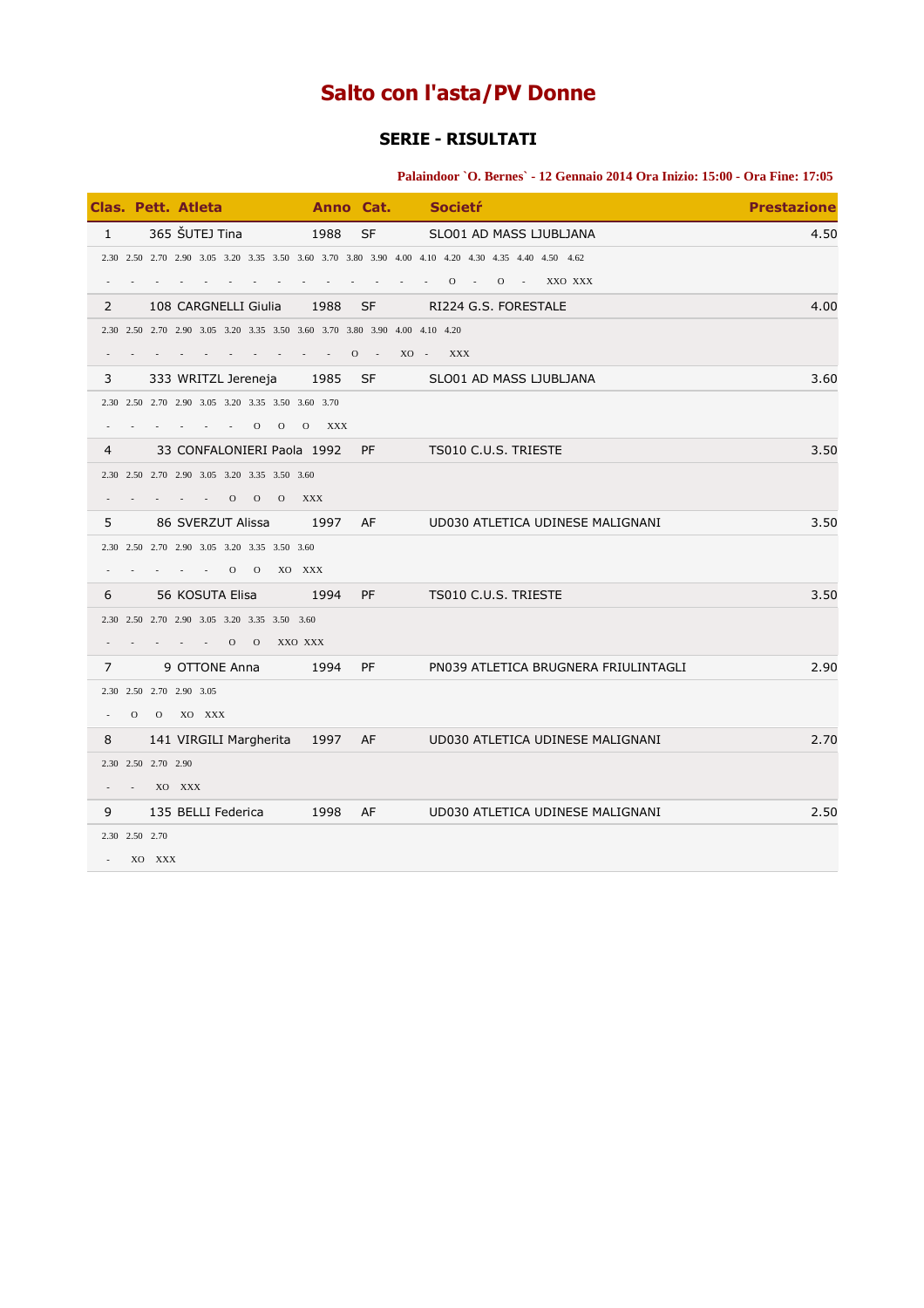# Salto con l'asta/PV Donne

## SERIE - RISULTATI

**Palaindoor `O. Bernes` - 12 Gennaio 2014 Ora Inizio: 15:00 - Ora Fine: 17:05**

| Clas. | Pett. | Atleta | Anno | Cat. | Societŕ | Prestazione |
|---|---|---|---|---|---|---|
| 1 | 365 | ŠUTEJ Tina | 1988 | SF | SLO01 AD MASS LJUBLJANA | 4.50 |
| 2.30 2.50 2.70 2.90 3.05 3.20 3.35 3.50 3.60 3.70 3.80 3.90 4.00 4.10 4.20 4.30 4.35 4.40 4.50 4.62 | | | | | | |
| - - - - - - - - - - - - - - - O - O - XXO XXX | | | | | | |
| 2 | 108 | CARGNELLI Giulia | 1988 | SF | RI224 G.S. FORESTALE | 4.00 |
| 2.30 2.50 2.70 2.90 3.05 3.20 3.35 3.50 3.60 3.70 3.80 3.90 4.00 4.10 4.20 | | | | | | |
| - - - - - - - - - - - O - XO - XXX | | | | | | |
| 3 | 333 | WRITZL Jereneja | 1985 | SF | SLO01 AD MASS LJUBLJANA | 3.60 |
| 2.30 2.50 2.70 2.90 3.05 3.20 3.35 3.50 3.60 3.70 | | | | | | |
| - - - - - - - O O O XXX | | | | | | |
| 4 | 33 | CONFALONIERI Paola | 1992 | PF | TS010 C.U.S. TRIESTE | 3.50 |
| 2.30 2.50 2.70 2.90 3.05 3.20 3.35 3.50 3.60 | | | | | | |
| - - - - - - O O O XXX | | | | | | |
| 5 | 86 | SVERZUT Alissa | 1997 | AF | UD030 ATLETICA UDINESE MALIGNANI | 3.50 |
| 2.30 2.50 2.70 2.90 3.05 3.20 3.35 3.50 3.60 | | | | | | |
| - - - - - - O O XO XXX | | | | | | |
| 6 | 56 | KOSUTA Elisa | 1994 | PF | TS010 C.U.S. TRIESTE | 3.50 |
| 2.30 2.50 2.70 2.90 3.05 3.20 3.35 3.50 3.60 | | | | | | |
| - - - - - - O O XXO XXX | | | | | | |
| 7 | 9 | OTTONE Anna | 1994 | PF | PN039 ATLETICA BRUGNERA FRIULINTAGLI | 2.90 |
| 2.30 2.50 2.70 2.90 3.05 | | | | | | |
| - O O XO XXX | | | | | | |
| 8 | 141 | VIRGILI Margherita | 1997 | AF | UD030 ATLETICA UDINESE MALIGNANI | 2.70 |
| 2.30 2.50 2.70 2.90 | | | | | | |
| - - XO XXX | | | | | | |
| 9 | 135 | BELLI Federica | 1998 | AF | UD030 ATLETICA UDINESE MALIGNANI | 2.50 |
| 2.30 2.50 2.70 | | | | | | |
| - XO XXX | | | | | | |